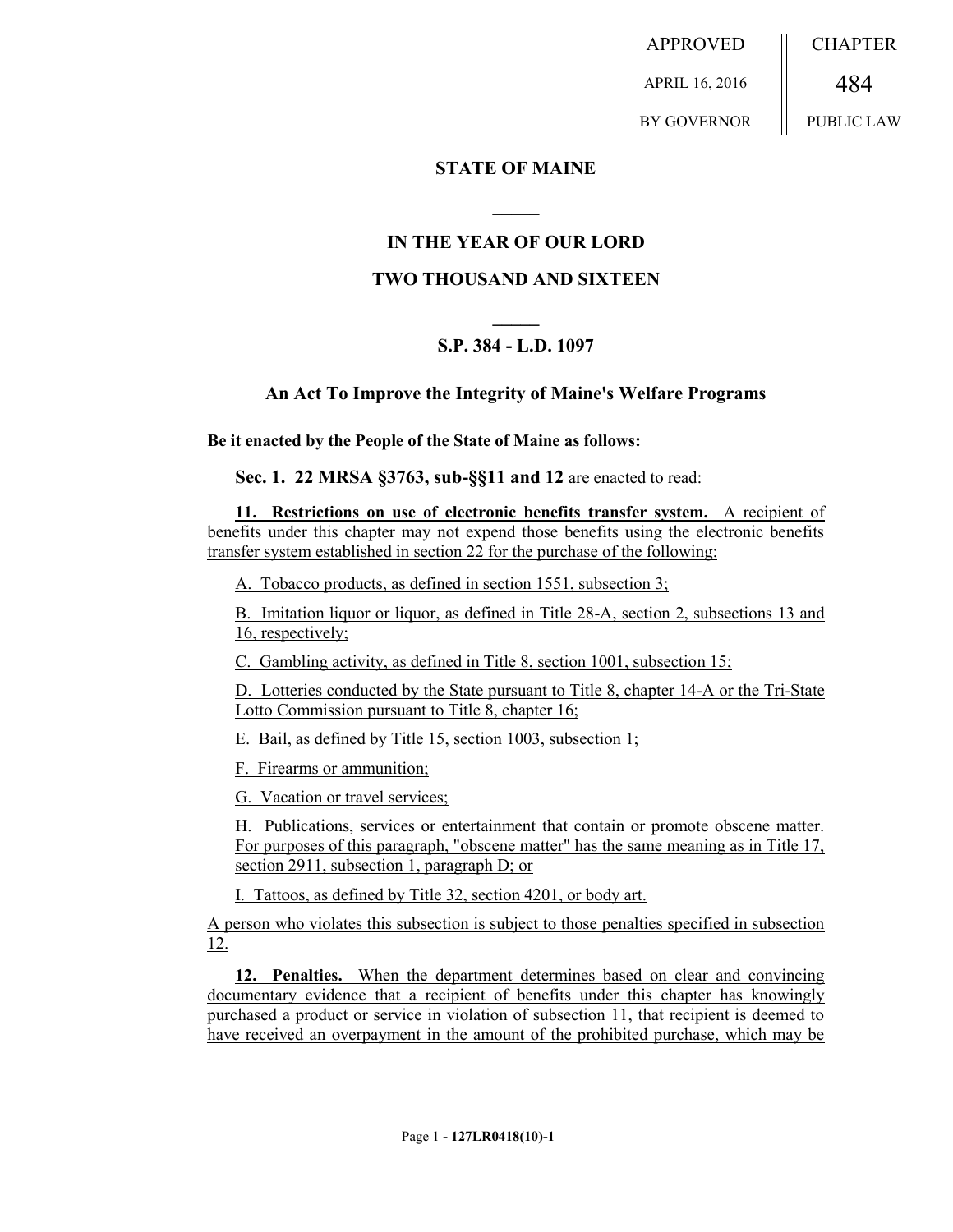APPROVED

APRIL 16, 2016

BY GOVERNOR

CHAPTER

484

PUBLIC LAW

## STATE OF MAINE

## IN THE YEAR OF OUR LORD

## TWO THOUSAND AND SIXTEEN

## S.P. 384 - L.D. 1097

### An Act To Improve the Integrity of Maine's Welfare Programs

**Be it enacted by the People of the State of Maine as follows:**

**Sec. 1. 22 MRSA §3763, sub-§§11 and 12** are enacted to read:

**11. Restrictions on use of electronic benefits transfer system.** A recipient of benefits under this chapter may not expend those benefits using the electronic benefits transfer system established in section 22 for the purchase of the following:

A. Tobacco products, as defined in section 1551, subsection 3;

B. Imitation liquor or liquor, as defined in Title 28-A, section 2, subsections 13 and 16, respectively;

C. Gambling activity, as defined in Title 8, section 1001, subsection 15;

D. Lotteries conducted by the State pursuant to Title 8, chapter 14-A or the Tri-State Lotto Commission pursuant to Title 8, chapter 16;

E. Bail, as defined by Title 15, section 1003, subsection 1;

F. Firearms or ammunition;

G. Vacation or travel services;

H. Publications, services or entertainment that contain or promote obscene matter. For purposes of this paragraph, "obscene matter" has the same meaning as in Title 17, section 2911, subsection 1, paragraph D; or

I. Tattoos, as defined by Title 32, section 4201, or body art.

A person who violates this subsection is subject to those penalties specified in subsection 12.

**12. Penalties.** When the department determines based on clear and convincing documentary evidence that a recipient of benefits under this chapter has knowingly purchased a product or service in violation of subsection 11, that recipient is deemed to have received an overpayment in the amount of the prohibited purchase, which may be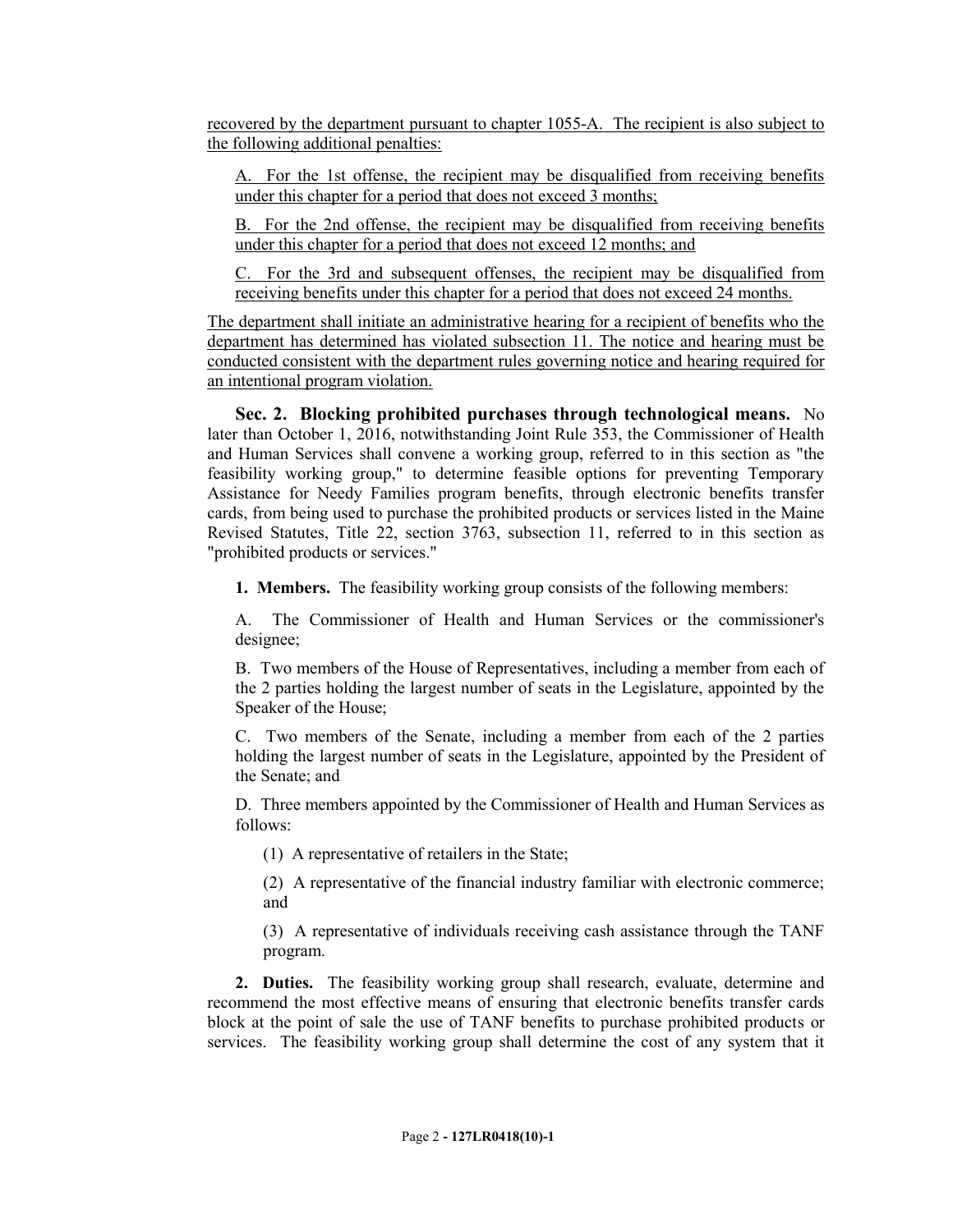recovered by the department pursuant to chapter 1055-A. The recipient is also subject to the following additional penalties:

A. For the 1st offense, the recipient may be disqualified from receiving benefits under this chapter for a period that does not exceed 3 months;

B. For the 2nd offense, the recipient may be disqualified from receiving benefits under this chapter for a period that does not exceed 12 months; and

C. For the 3rd and subsequent offenses, the recipient may be disqualified from receiving benefits under this chapter for a period that does not exceed 24 months.

The department shall initiate an administrative hearing for a recipient of benefits who the department has determined has violated subsection 11. The notice and hearing must be conducted consistent with the department rules governing notice and hearing required for an intentional program violation.

**Sec. 2. Blocking prohibited purchases through technological means.** No later than October 1, 2016, notwithstanding Joint Rule 353, the Commissioner of Health and Human Services shall convene a working group, referred to in this section as "the feasibility working group," to determine feasible options for preventing Temporary Assistance for Needy Families program benefits, through electronic benefits transfer cards, from being used to purchase the prohibited products or services listed in the Maine Revised Statutes, Title 22, section 3763, subsection 11, referred to in this section as "prohibited products or services."

**1. Members.** The feasibility working group consists of the following members:

A. The Commissioner of Health and Human Services or the commissioner's designee;

B. Two members of the House of Representatives, including a member from each of the 2 parties holding the largest number of seats in the Legislature, appointed by the Speaker of the House;

C. Two members of the Senate, including a member from each of the 2 parties holding the largest number of seats in the Legislature, appointed by the President of the Senate; and

D. Three members appointed by the Commissioner of Health and Human Services as follows:

(1) A representative of retailers in the State;

(2) A representative of the financial industry familiar with electronic commerce; and

(3) A representative of individuals receiving cash assistance through the TANF program.

**2. Duties.** The feasibility working group shall research, evaluate, determine and recommend the most effective means of ensuring that electronic benefits transfer cards block at the point of sale the use of TANF benefits to purchase prohibited products or services. The feasibility working group shall determine the cost of any system that it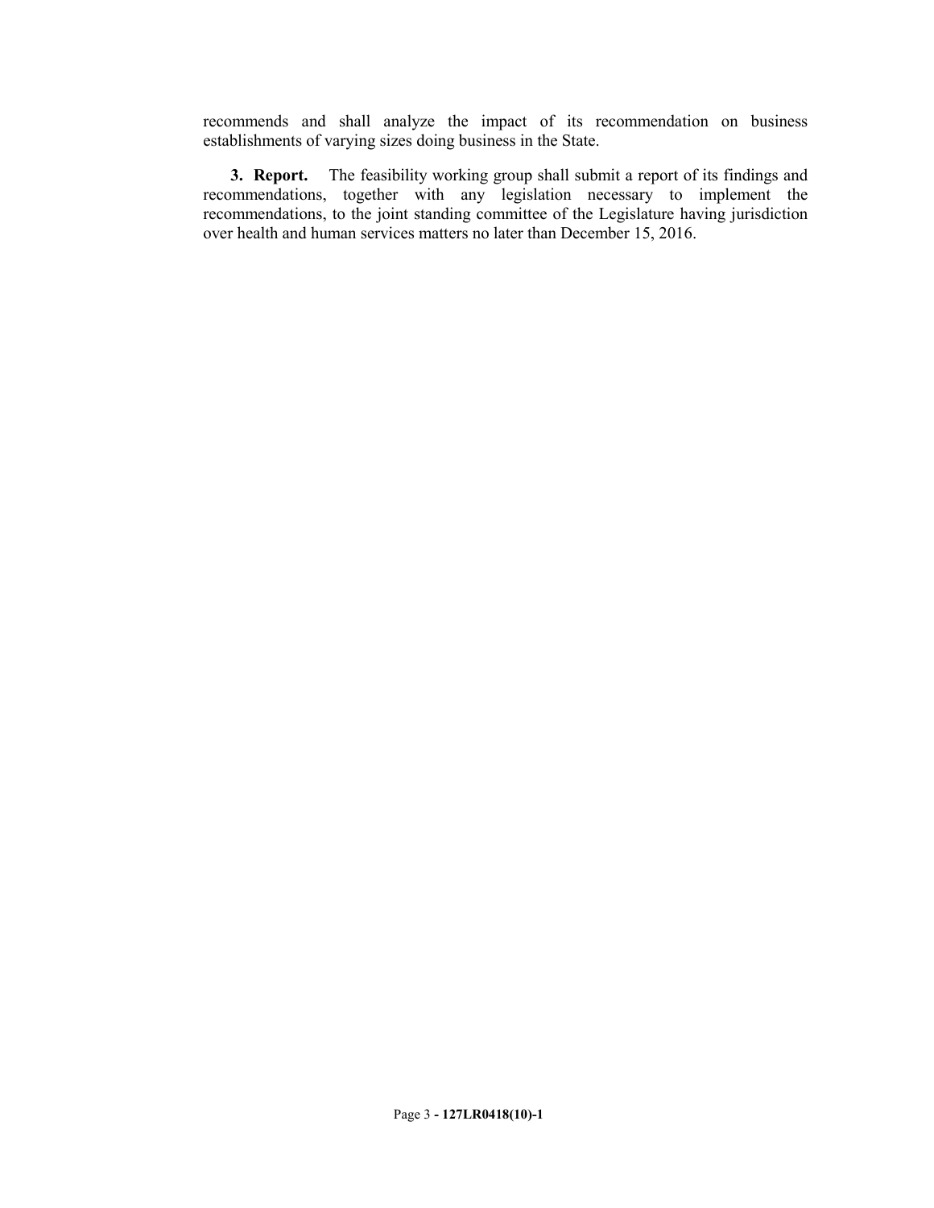recommends and shall analyze the impact of its recommendation on business establishments of varying sizes doing business in the State.

**3. Report.** The feasibility working group shall submit a report of its findings and recommendations, together with any legislation necessary to implement the recommendations, to the joint standing committee of the Legislature having jurisdiction over health and human services matters no later than December 15, 2016.